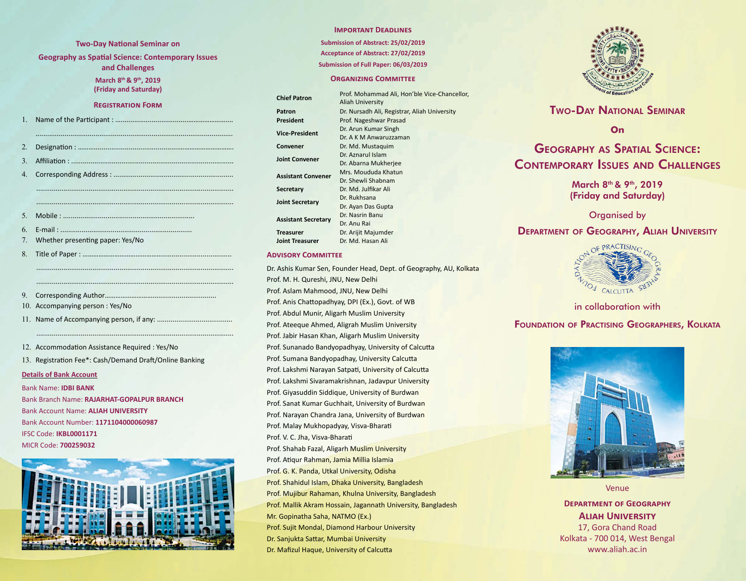## Two-Day National Seminar on

## Geography as Spatial Science: Contemporary Issues and Challenges

**March 8th & 9th, 2019**
**(Friday and Saturday)**

### Registration Form

1. Name of the Participant : ..............................................................
   ....................................................................................................
2. Designation : ..................................................................................
3. Affiliation : ....................................................................................
4. Corresponding Address : .............................................................
   ....................................................................................................
   ....................................................................................................
5. Mobile : ...................................................................
6. E-mail : ...................................................................
7. Whether presenting paper: Yes/No
8. Title of Paper : ................................................................................
   ....................................................................................................
   ....................................................................................................
9. Corresponding Author............................................................
10. Accompanying person : Yes/No
11. Name of Accompanying person, if any: .......................................
    ....................................................................................................
12. Accommodation Assistance Required : Yes/No
13. Registration Fee*: Cash/Demand Draft/Online Banking

**Details of Bank Account**

Bank Name: **IDBI BANK**
Bank Branch Name: **RAJARHAT-GOPALPUR BRANCH**
Bank Account Name: **ALIAH UNIVERSITY**
Bank Account Number: **1171104000060987**
IFSC Code: **IKBL0001171**
MICR Code: **700259032**

### Important Deadlines

**Submission of Abstract: 25/02/2019**
**Acceptance of Abstract: 27/02/2019**
**Submission of Full Paper: 06/03/2019**

### Organizing Committee

| | |
|---|---|
| **Chief Patron** | Prof. Mohammad Ali, Hon'ble Vice-Chancellor, Aliah University |
| **Patron** | Dr. Nursadh Ali, Registrar, Aliah University |
| **President** | Prof. Nageshwar Prasad |
| **Vice-President** | Dr. Arun Kumar Singh<br>Dr. A K M Anwaruzzaman |
| **Convener** | Dr. Md. Mustaquim |
| **Joint Convener** | Dr. Aznarul Islam<br>Dr. Abarna Mukherjee |
| **Assistant Convener** | Mrs. Moududa Khatun<br>Dr. Shewli Shabnam |
| **Secretary** | Dr. Md. Julfikar Ali |
| **Joint Secretary** | Dr. Rukhsana<br>Dr. Ayan Das Gupta |
| **Assistant Secretary** | Dr. Nasrin Banu<br>Dr. Anu Rai |
| **Treasurer** | Dr. Arijit Majumder |
| **Joint Treasurer** | Dr. Md. Hasan Ali |

### Advisory Committee

Dr. Ashis Kumar Sen, Founder Head, Dept. of Geography, AU, Kolkata
Prof. M. H. Qureshi, JNU, New Delhi
Prof. Aslam Mahmood, JNU, New Delhi
Prof. Anis Chattopadhyay, DPI (Ex.), Govt. of WB
Prof. Abdul Munir, Aligarh Muslim University
Prof. Ateeque Ahmed, Aligrah Muslim University
Prof. Jabir Hasan Khan, Aligarh Muslim University
Prof. Sunanado Bandyopadhyay, University of Calcutta
Prof. Sumana Bandyopadhay, University Calcutta
Prof. Lakshmi Narayan Satpati, University of Calcutta
Prof. Lakshmi Sivaramakrishnan, Jadavpur University
Prof. Giyasuddin Siddique, University of Burdwan
Prof. Sanat Kumar Guchhait, University of Burdwan
Prof. Narayan Chandra Jana, University of Burdwan
Prof. Malay Mukhopadyay, Visva-Bharati
Prof. V. C. Jha, Visva-Bharati
Prof. Shahab Fazal, Aligarh Muslim University
Prof. Atiqur Rahman, Jamia Millia Islamia
Prof. G. K. Panda, Utkal University, Odisha
Prof. Shahidul Islam, Dhaka University, Bangladesh
Prof. Mujibur Rahaman, Khulna University, Bangladesh
Prof. Mallik Akram Hossain, Jagannath University, Bangladesh
Mr. Gopinatha Saha, NATMO (Ex.)
Prof. Sujit Mondal, Diamond Harbour University
Dr. Sanjukta Sattar, Mumbai University
Dr. Mafizul Haque, University of Calcutta

# Two-Day National Seminar

## On

# Geography as Spatial Science: Contemporary Issues and Challenges

**March 8th & 9th, 2019**
**(Friday and Saturday)**

Organised by

**Department of Geography, Aliah University**

in collaboration with

**Foundation of Practising Geographers, Kolkata**

Venue

**Department of Geography**
**Aliah University**
17, Gora Chand Road
Kolkata - 700 014, West Bengal
www.aliah.ac.in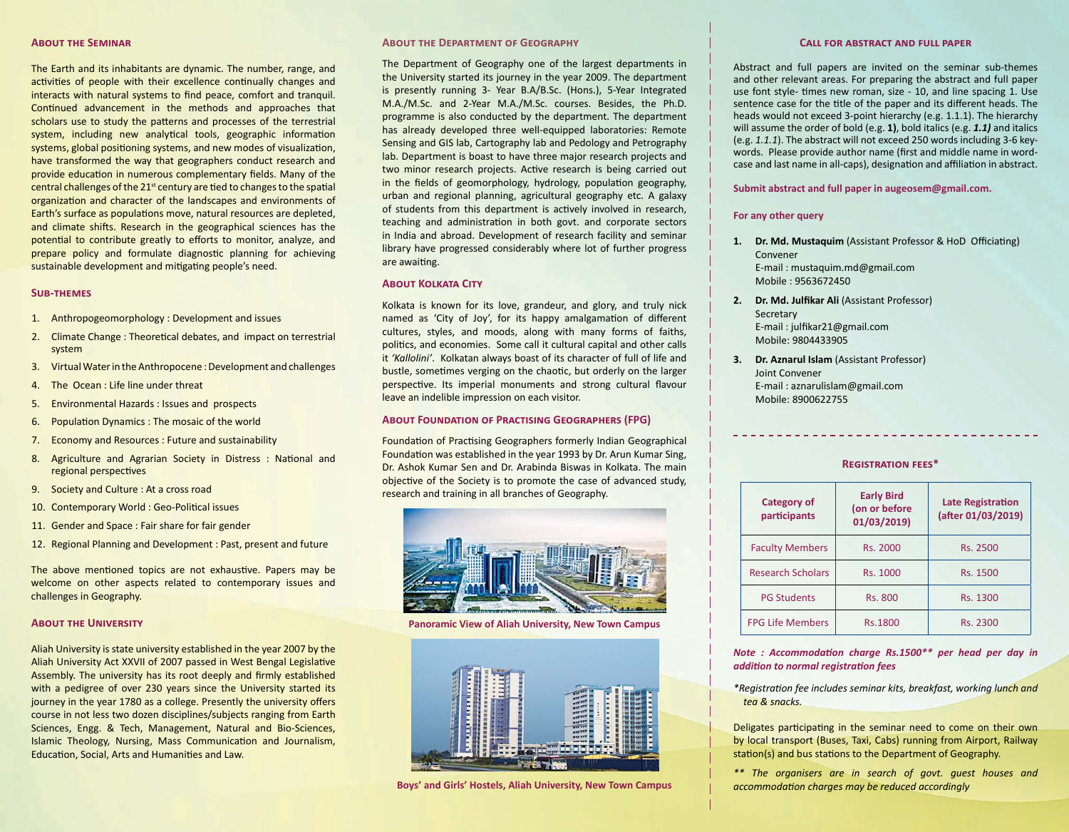## About the Seminar

The Earth and its inhabitants are dynamic. The number, range, and activities of people with their excellence continually changes and interacts with natural systems to find peace, comfort and tranquil. Continued advancement in the methods and approaches that scholars use to study the patterns and processes of the terrestrial system, including new analytical tools, geographic information systems, global positioning systems, and new modes of visualization, have transformed the way that geographers conduct research and provide education in numerous complementary fields. Many of the central challenges of the 21st century are tied to changes to the spatial organization and character of the landscapes and environments of Earth's surface as populations move, natural resources are depleted, and climate shifts. Research in the geographical sciences has the potential to contribute greatly to efforts to monitor, analyze, and prepare policy and formulate diagnostic planning for achieving sustainable development and mitigating people's need.

## Sub-themes

1. Anthropogeomorphology : Development and issues
2. Climate Change : Theoretical debates, and impact on terrestrial system
3. Virtual Water in the Anthropocene : Development and challenges
4. The Ocean : Life line under threat
5. Environmental Hazards : Issues and prospects
6. Population Dynamics : The mosaic of the world
7. Economy and Resources : Future and sustainability
8. Agriculture and Agrarian Society in Distress : National and regional perspectives
9. Society and Culture : At a cross road
10. Contemporary World : Geo-Political issues
11. Gender and Space : Fair share for fair gender
12. Regional Planning and Development : Past, present and future

The above mentioned topics are not exhaustive. Papers may be welcome on other aspects related to contemporary issues and challenges in Geography.

## About the University

Aliah University is state university established in the year 2007 by the Aliah University Act XXVII of 2007 passed in West Bengal Legislative Assembly. The university has its root deeply and firmly established with a pedigree of over 230 years since the University started its journey in the year 1780 as a college. Presently the university offers course in not less two dozen disciplines/subjects ranging from Earth Sciences, Engg. & Tech, Management, Natural and Bio-Sciences, Islamic Theology, Nursing, Mass Communication and Journalism, Education, Social, Arts and Humanities and Law.

## About the Department of Geography

The Department of Geography one of the largest departments in the University started its journey in the year 2009. The department is presently running 3- Year B.A/B.Sc. (Hons.), 5-Year Integrated M.A./M.Sc. and 2-Year M.A./M.Sc. courses. Besides, the Ph.D. programme is also conducted by the department. The department has already developed three well-equipped laboratories: Remote Sensing and GIS lab, Cartography lab and Pedology and Petrography lab. Department is boast to have three major research projects and two minor research projects. Active research is being carried out in the fields of geomorphology, hydrology, population geography, urban and regional planning, agricultural geography etc. A galaxy of students from this department is actively involved in research, teaching and administration in both govt. and corporate sectors in India and abroad. Development of research facility and seminar library have progressed considerably where lot of further progress are awaiting.

## About Kolkata City

Kolkata is known for its love, grandeur, and glory, and truly nick named as 'City of Joy', for its happy amalgamation of different cultures, styles, and moods, along with many forms of faiths, politics, and economies. Some call it cultural capital and other calls it *'Kallolini'*. Kolkatan always boast of its character of full of life and bustle, sometimes verging on the chaotic, but orderly on the larger perspective. Its imperial monuments and strong cultural flavour leave an indelible impression on each visitor.

## About Foundation of Practising Geographers (FPG)

Foundation of Practising Geographers formerly Indian Geographical Foundation was established in the year 1993 by Dr. Arun Kumar Sing, Dr. Ashok Kumar Sen and Dr. Arabinda Biswas in Kolkata. The main objective of the Society is to promote the case of advanced study, research and training in all branches of Geography.

**Panoramic View of Aliah University, New Town Campus**

**Boys' and Girls' Hostels, Aliah University, New Town Campus**

## Call for abstract and full paper

Abstract and full papers are invited on the seminar sub-themes and other relevant areas. For preparing the abstract and full paper use font style- times new roman, size - 10, and line spacing 1. Use sentence case for the title of the paper and its different heads. The heads would not exceed 3-point hierarchy (e.g. 1.1.1). The hierarchy will assume the order of bold (e.g. **1)**, bold italics (e.g. ***1.1)*** and italics (e.g. *1.1.1*). The abstract will not exceed 250 words including 3-6 key-words. Please provide author name (first and middle name in word-case and last name in all-caps), designation and affiliation in abstract.

**Submit abstract and full paper in augeosem@gmail.com.**

**For any other query**

1. **Dr. Md. Mustaquim** (Assistant Professor & HoD Officiating)
   Convener
   E-mail : mustaquim.md@gmail.com
   Mobile : 9563672450
2. **Dr. Md. Julfikar Ali** (Assistant Professor)
   Secretary
   E-mail : julfikar21@gmail.com
   Mobile: 9804433905
3. **Dr. Aznarul Islam** (Assistant Professor)
   Joint Convener
   E-mail : aznarulislam@gmail.com
   Mobile: 8900622755

## Registration fees*

| Category of participants | Early Bird (on or before 01/03/2019) | Late Registration (after 01/03/2019) |
|---|---|---|
| Faculty Members | Rs. 2000 | Rs. 2500 |
| Research Scholars | Rs. 1000 | Rs. 1500 |
| PG Students | Rs. 800 | Rs. 1300 |
| FPG Life Members | Rs.1800 | Rs. 2300 |

***Note : Accommodation charge Rs.1500\*\* per head per day in addition to normal registration fees***

*\*Registration fee includes seminar kits, breakfast, working lunch and tea & snacks.*

Deligates participating in the seminar need to come on their own by local transport (Buses, Taxi, Cabs) running from Airport, Railway station(s) and bus stations to the Department of Geography.

*\*\* The organisers are in search of govt. guest houses and accommodation charges may be reduced accordingly*